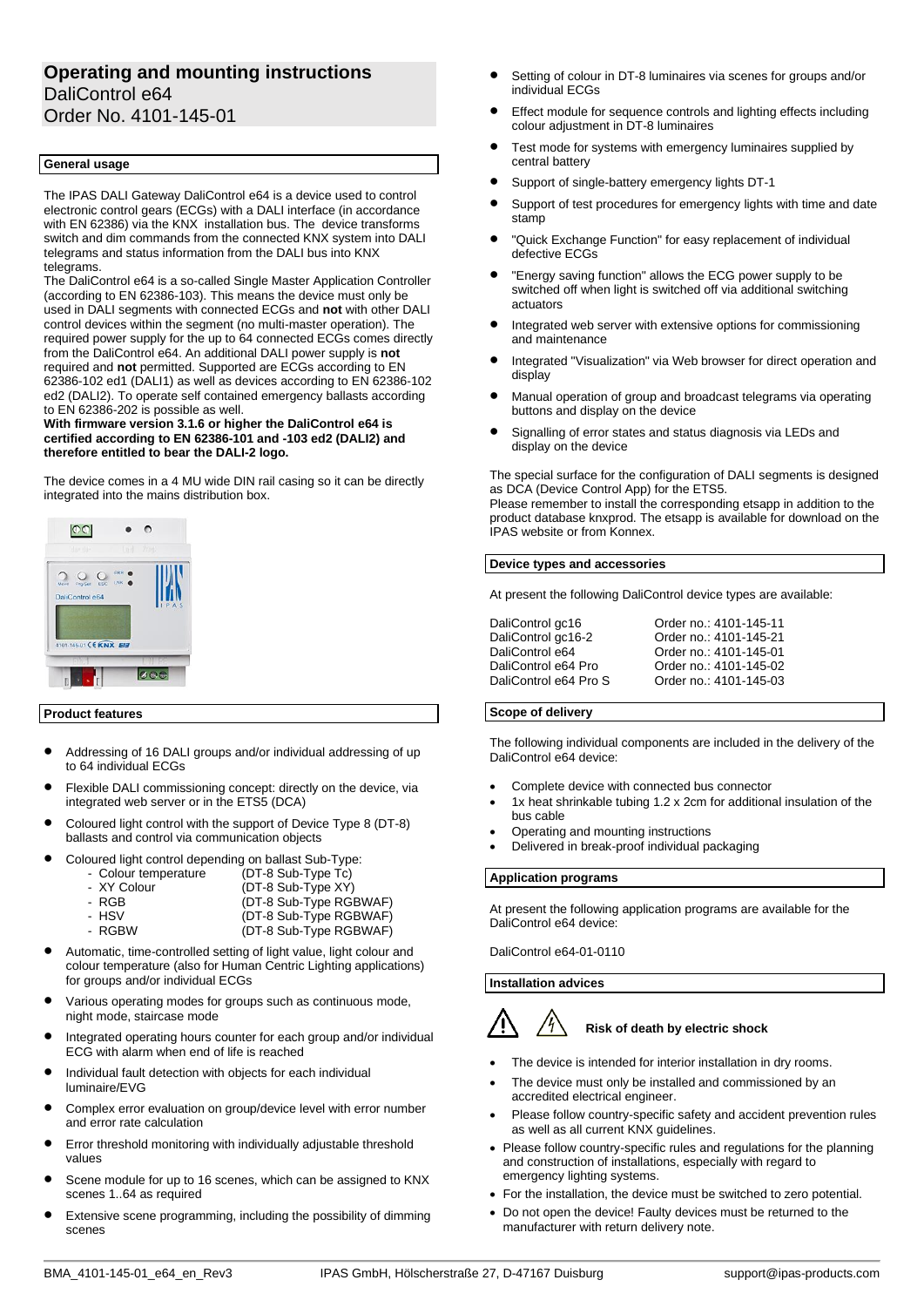# Operating and mounting instructions

DaliControl e64

Order No. 4101-145-01

## General usage

The IPAS DALI Gateway DaliControl e64 is a device used to control electronic control gears (ECGs) with a DALI interface (in accordance with EN 62386) via the KNX installation bus. The device transforms switch and dim commands from the connected KNX system into DALI telegrams and status information from the DALI bus into KNX telegrams.

The DaliControl e64 is a so-called Single Master Application Controller (according to EN 62386-103). This means the device must only be used in DALI segments with connected ECGs and **not** with other DALI control devices within the segment (no multi-master operation). The required power supply for the up to 64 connected ECGs comes directly from the DaliControl e64. An additional DALI power supply is **not** required and **not** permitted. Supported are ECGs according to EN 62386-102 ed1 (DALI1) as well as devices according to EN 62386-102 ed2 (DALI2). To operate self contained emergency ballasts according to EN 62386-202 is possible as well.

**With firmware version 3.1.6 or higher the DaliControl e64 is certified according to EN 62386-101 and -103 ed2 (DALI2) and therefore entitled to bear the DALI-2 logo.**

The device comes in a 4 MU wide DIN rail casing so it can be directly integrated into the mains distribution box.

## Product features

- Addressing of 16 DALI groups and/or individual addressing of up to 64 individual ECGs
- Flexible DALI commissioning concept: directly on the device, via integrated web server or in the ETS5 (DCA)
- Coloured light control with the support of Device Type 8 (DT-8) ballasts and control via communication objects
- Coloured light control depending on ballast Sub-Type:
  - Colour temperature (DT-8 Sub-Type Tc)
  - XY Colour (DT-8 Sub-Type XY)
  - RGB (DT-8 Sub-Type RGBWAF)
  - HSV (DT-8 Sub-Type RGBWAF)
  - RGBW (DT-8 Sub-Type RGBWAF)
- Automatic, time-controlled setting of light value, light colour and colour temperature (also for Human Centric Lighting applications) for groups and/or individual ECGs
- Various operating modes for groups such as continuous mode, night mode, staircase mode
- Integrated operating hours counter for each group and/or individual ECG with alarm when end of life is reached
- Individual fault detection with objects for each individual luminaire/EVG
- Complex error evaluation on group/device level with error number and error rate calculation
- Error threshold monitoring with individually adjustable threshold values
- Scene module for up to 16 scenes, which can be assigned to KNX scenes 1..64 as required
- Extensive scene programming, including the possibility of dimming scenes
- Setting of colour in DT-8 luminaires via scenes for groups and/or individual ECGs
- Effect module for sequence controls and lighting effects including colour adjustment in DT-8 luminaires
- Test mode for systems with emergency luminaires supplied by central battery
- Support of single-battery emergency lights DT-1
- Support of test procedures for emergency lights with time and date stamp
- "Quick Exchange Function" for easy replacement of individual defective ECGs
- "Energy saving function" allows the ECG power supply to be switched off when light is switched off via additional switching actuators
- Integrated web server with extensive options for commissioning and maintenance
- Integrated "Visualization" via Web browser for direct operation and display
- Manual operation of group and broadcast telegrams via operating buttons and display on the device
- Signalling of error states and status diagnosis via LEDs and display on the device

The special surface for the configuration of DALI segments is designed as DCA (Device Control App) for the ETS5.

Please remember to install the corresponding etsapp in addition to the product database knxprod. The etsapp is available for download on the IPAS website or from Konnex.

## Device types and accessories

At present the following DaliControl device types are available:

| Device | Order no. |
|---|---|
| DaliControl gc16 | Order no.: 4101-145-11 |
| DaliControl gc16-2 | Order no.: 4101-145-21 |
| DaliControl e64 | Order no.: 4101-145-01 |
| DaliControl e64 Pro | Order no.: 4101-145-02 |
| DaliControl e64 Pro S | Order no.: 4101-145-03 |

## Scope of delivery

The following individual components are included in the delivery of the DaliControl e64 device:

- Complete device with connected bus connector
- 1x heat shrinkable tubing 1.2 x 2cm for additional insulation of the bus cable
- Operating and mounting instructions
- Delivered in break-proof individual packaging

## Application programs

At present the following application programs are available for the DaliControl e64 device:

DaliControl e64-01-0110

## Installation advices

**Risk of death by electric shock**

- The device is intended for interior installation in dry rooms.
- The device must only be installed and commissioned by an accredited electrical engineer.
- Please follow country-specific safety and accident prevention rules as well as all current KNX guidelines.
- Please follow country-specific rules and regulations for the planning and construction of installations, especially with regard to emergency lighting systems.
- For the installation, the device must be switched to zero potential.
- Do not open the device! Faulty devices must be returned to the manufacturer with return delivery note.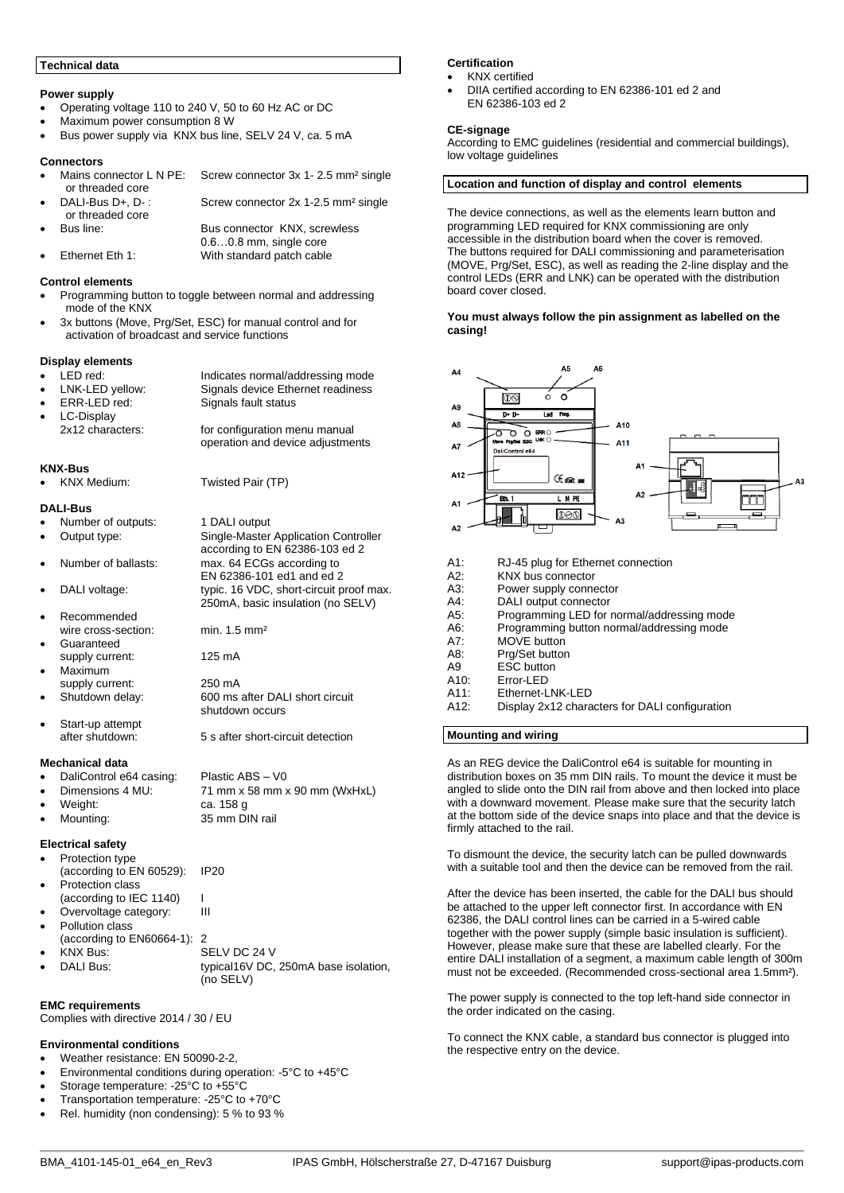## Technical data

### Power supply

- Operating voltage 110 to 240 V, 50 to 60 Hz AC or DC
- Maximum power consumption 8 W
- Bus power supply via KNX bus line, SELV 24 V, ca. 5 mA

### Connectors

- Mains connector L N PE: Screw connector 3x 1- 2.5 mm² single or threaded core
- DALI-Bus D+, D- : Screw connector 2x 1-2.5 mm² single or threaded core
- Bus line: Bus connector KNX, screwless 0.6…0.8 mm, single core
- Ethernet Eth 1: With standard patch cable

### Control elements

- Programming button to toggle between normal and addressing mode of the KNX
- 3x buttons (Move, Prg/Set, ESC) for manual control and for activation of broadcast and service functions

### Display elements

- LED red: Indicates normal/addressing mode
- LNK-LED yellow: Signals device Ethernet readiness
- ERR-LED red: Signals fault status
- LC-Display 2x12 characters: for configuration menu manual operation and device adjustments

### KNX-Bus

- KNX Medium: Twisted Pair (TP)

### DALI-Bus

- Number of outputs: 1 DALI output
- Output type: Single-Master Application Controller according to EN 62386-103 ed 2
- Number of ballasts: max. 64 ECGs according to EN 62386-101 ed1 and ed 2
- DALI voltage: typic. 16 VDC, short-circuit proof max. 250mA, basic insulation (no SELV)
- Recommended wire cross-section: min. 1.5 mm²
- Guaranteed supply current: 125 mA
- Maximum supply current: 250 mA
- Shutdown delay: 600 ms after DALI short circuit shutdown occurs
- Start-up attempt after shutdown: 5 s after short-circuit detection

### Mechanical data

- DaliControl e64 casing: Plastic ABS – V0
- Dimensions 4 MU: 71 mm x 58 mm x 90 mm (WxHxL)
- Weight: ca. 158 g
- Mounting: 35 mm DIN rail

### Electrical safety

- Protection type (according to EN 60529): IP20
- Protection class (according to IEC 1140) I
- Overvoltage category: III
- Pollution class (according to EN60664-1): 2
- KNX Bus: SELV DC 24 V
- DALI Bus: typical16V DC, 250mA base isolation, (no SELV)

### EMC requirements

Complies with directive 2014 / 30 / EU

### Environmental conditions

- Weather resistance: EN 50090-2-2,
- Environmental conditions during operation: -5°C to +45°C
- Storage temperature: -25°C to +55°C
- Transportation temperature: -25°C to +70°C
- Rel. humidity (non condensing): 5 % to 93 %

### Certification

- KNX certified
- DIIA certified according to EN 62386-101 ed 2 and EN 62386-103 ed 2

### CE-signage

According to EMC guidelines (residential and commercial buildings), low voltage guidelines

## Location and function of display and control elements

The device connections, as well as the elements learn button and programming LED required for KNX commissioning are only accessible in the distribution board when the cover is removed. The buttons required for DALI commissioning and parameterisation (MOVE, Prg/Set, ESC), as well as reading the 2-line display and the control LEDs (ERR and LNK) can be operated with the distribution board cover closed.

**You must always follow the pin assignment as labelled on the casing!**

- A1: RJ-45 plug for Ethernet connection
- A2: KNX bus connector
- A3: Power supply connector
- A4: DALI output connector
- A5: Programming LED for normal/addressing mode
- A6: Programming button normal/addressing mode
- A7: MOVE button
- A8: Prg/Set button
- A9 ESC button
- A10: Error-LED
- A11: Ethernet-LNK-LED
- A12: Display 2x12 characters for DALI configuration

## Mounting and wiring

As an REG device the DaliControl e64 is suitable for mounting in distribution boxes on 35 mm DIN rails. To mount the device it must be angled to slide onto the DIN rail from above and then locked into place with a downward movement. Please make sure that the security latch at the bottom side of the device snaps into place and that the device is firmly attached to the rail.

To dismount the device, the security latch can be pulled downwards with a suitable tool and then the device can be removed from the rail.

After the device has been inserted, the cable for the DALI bus should be attached to the upper left connector first. In accordance with EN 62386, the DALI control lines can be carried in a 5-wired cable together with the power supply (simple basic insulation is sufficient). However, please make sure that these are labelled clearly. For the entire DALI installation of a segment, a maximum cable length of 300m must not be exceeded. (Recommended cross-sectional area 1.5mm²).

The power supply is connected to the top left-hand side connector in the order indicated on the casing.

To connect the KNX cable, a standard bus connector is plugged into the respective entry on the device.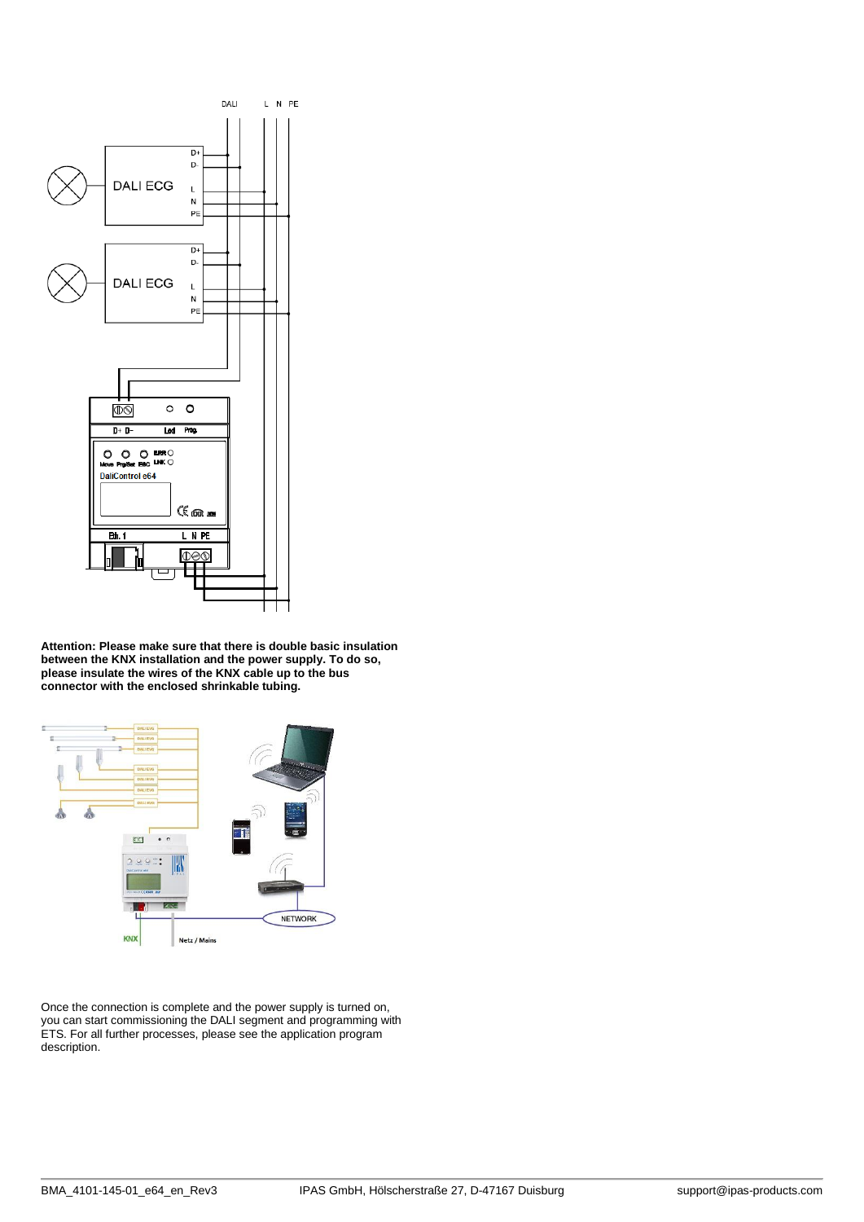DALI L N PE

DALI ECG

D+
D-
L
N
PE

DALI ECG

D+
D-
L
N
PE

D+ D-

Led Prog.

Move Prg/Set ESC

ERR
LNK

DaliControl e64

Eh. 1

L N PE

**Attention: Please make sure that there is double basic insulation between the KNX installation and the power supply. To do so, please insulate the wires of the KNX cable up to the bus connector with the enclosed shrinkable tubing.**

NETWORK

KNX

Netz / Mains

Once the connection is complete and the power supply is turned on, you can start commissioning the DALI segment and programming with ETS. For all further processes, please see the application program description.